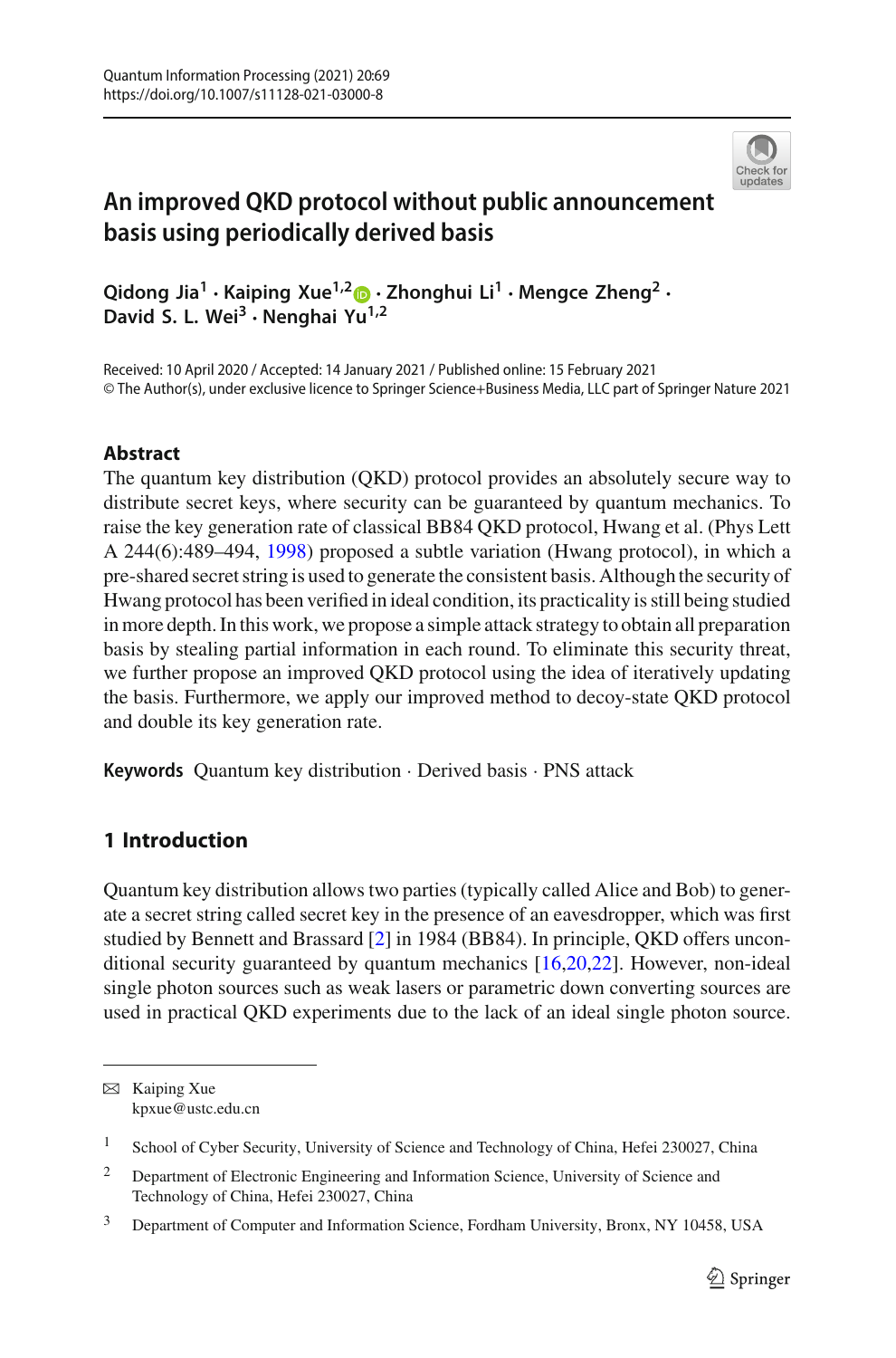# An improved QKD protocol without public announcement basis using periodically derived basis

**Qidong Jia[1] · Kaiping Xue[1,2] · Zhonghui Li[1] · Mengce Zheng[2] · David S. L. Wei[3] · Nenghai Yu[1,2]**

Received: 10 April 2020 / Accepted: 14 January 2021 / Published online: 15 February 2021
© The Author(s), under exclusive licence to Springer Science+Business Media, LLC part of Springer Nature 2021

## Abstract

The quantum key distribution (QKD) protocol provides an absolutely secure way to distribute secret keys, where security can be guaranteed by quantum mechanics. To raise the key generation rate of classical BB84 QKD protocol, Hwang et al. (Phys Lett A 244(6):489–494, 1998) proposed a subtle variation (Hwang protocol), in which a pre-shared secret string is used to generate the consistent basis. Although the security of Hwang protocol has been verified in ideal condition, its practicality is still being studied in more depth. In this work, we propose a simple attack strategy to obtain all preparation basis by stealing partial information in each round. To eliminate this security threat, we further propose an improved QKD protocol using the idea of iteratively updating the basis. Furthermore, we apply our improved method to decoy-state QKD protocol and double its key generation rate.

**Keywords** Quantum key distribution · Derived basis · PNS attack

## 1 Introduction

Quantum key distribution allows two parties (typically called Alice and Bob) to generate a secret string called secret key in the presence of an eavesdropper, which was first studied by Bennett and Brassard [2] in 1984 (BB84). In principle, QKD offers unconditional security guaranteed by quantum mechanics [16,20,22]. However, non-ideal single photon sources such as weak lasers or parametric down converting sources are used in practical QKD experiments due to the lack of an ideal single photon source.

---

✉ Kaiping Xue
kpxue@ustc.edu.cn

1 School of Cyber Security, University of Science and Technology of China, Hefei 230027, China

2 Department of Electronic Engineering and Information Science, University of Science and Technology of China, Hefei 230027, China

3 Department of Computer and Information Science, Fordham University, Bronx, NY 10458, USA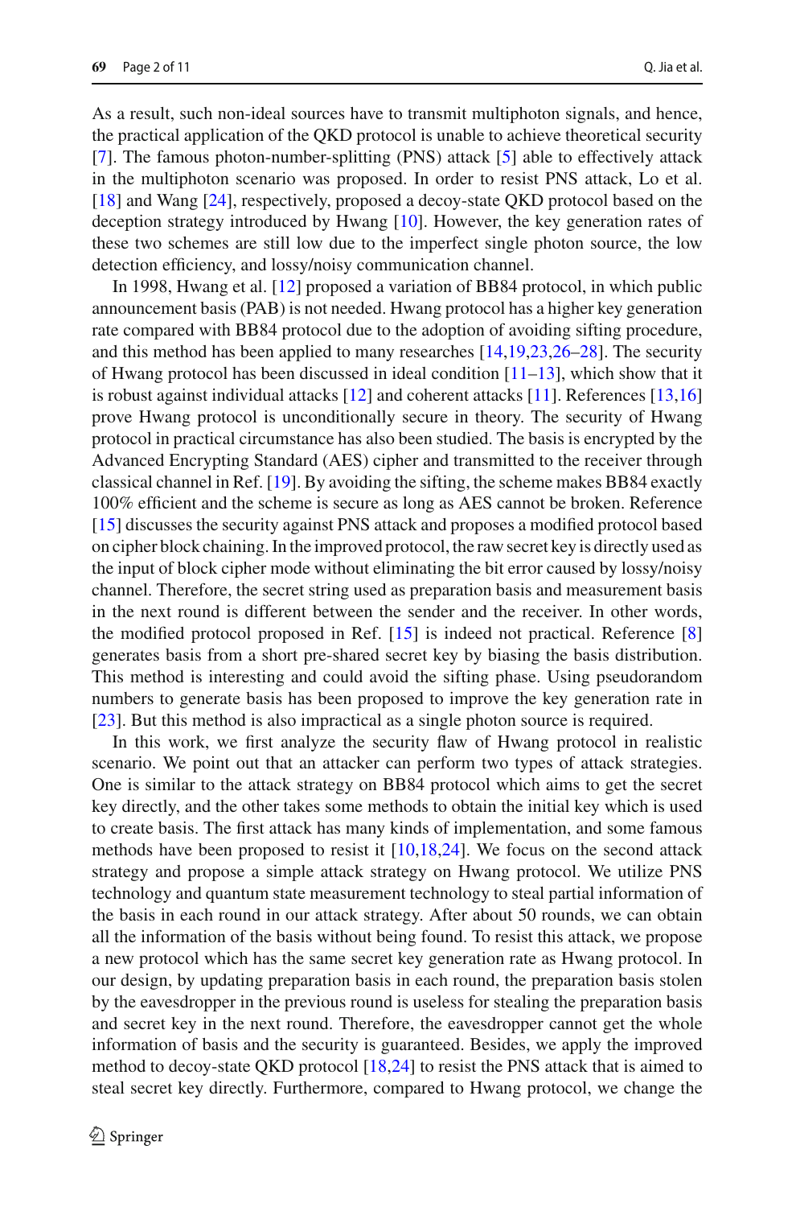As a result, such non-ideal sources have to transmit multiphoton signals, and hence, the practical application of the QKD protocol is unable to achieve theoretical security [7]. The famous photon-number-splitting (PNS) attack [5] able to effectively attack in the multiphoton scenario was proposed. In order to resist PNS attack, Lo et al. [18] and Wang [24], respectively, proposed a decoy-state QKD protocol based on the deception strategy introduced by Hwang [10]. However, the key generation rates of these two schemes are still low due to the imperfect single photon source, the low detection efficiency, and lossy/noisy communication channel.

In 1998, Hwang et al. [12] proposed a variation of BB84 protocol, in which public announcement basis (PAB) is not needed. Hwang protocol has a higher key generation rate compared with BB84 protocol due to the adoption of avoiding sifting procedure, and this method has been applied to many researches [14,19,23,26–28]. The security of Hwang protocol has been discussed in ideal condition [11–13], which show that it is robust against individual attacks [12] and coherent attacks [11]. References [13,16] prove Hwang protocol is unconditionally secure in theory. The security of Hwang protocol in practical circumstance has also been studied. The basis is encrypted by the Advanced Encrypting Standard (AES) cipher and transmitted to the receiver through classical channel in Ref. [19]. By avoiding the sifting, the scheme makes BB84 exactly 100% efficient and the scheme is secure as long as AES cannot be broken. Reference [15] discusses the security against PNS attack and proposes a modified protocol based on cipher block chaining. In the improved protocol, the raw secret key is directly used as the input of block cipher mode without eliminating the bit error caused by lossy/noisy channel. Therefore, the secret string used as preparation basis and measurement basis in the next round is different between the sender and the receiver. In other words, the modified protocol proposed in Ref. [15] is indeed not practical. Reference [8] generates basis from a short pre-shared secret key by biasing the basis distribution. This method is interesting and could avoid the sifting phase. Using pseudorandom numbers to generate basis has been proposed to improve the key generation rate in [23]. But this method is also impractical as a single photon source is required.

In this work, we first analyze the security flaw of Hwang protocol in realistic scenario. We point out that an attacker can perform two types of attack strategies. One is similar to the attack strategy on BB84 protocol which aims to get the secret key directly, and the other takes some methods to obtain the initial key which is used to create basis. The first attack has many kinds of implementation, and some famous methods have been proposed to resist it [10,18,24]. We focus on the second attack strategy and propose a simple attack strategy on Hwang protocol. We utilize PNS technology and quantum state measurement technology to steal partial information of the basis in each round in our attack strategy. After about 50 rounds, we can obtain all the information of the basis without being found. To resist this attack, we propose a new protocol which has the same secret key generation rate as Hwang protocol. In our design, by updating preparation basis in each round, the preparation basis stolen by the eavesdropper in the previous round is useless for stealing the preparation basis and secret key in the next round. Therefore, the eavesdropper cannot get the whole information of basis and the security is guaranteed. Besides, we apply the improved method to decoy-state QKD protocol [18,24] to resist the PNS attack that is aimed to steal secret key directly. Furthermore, compared to Hwang protocol, we change the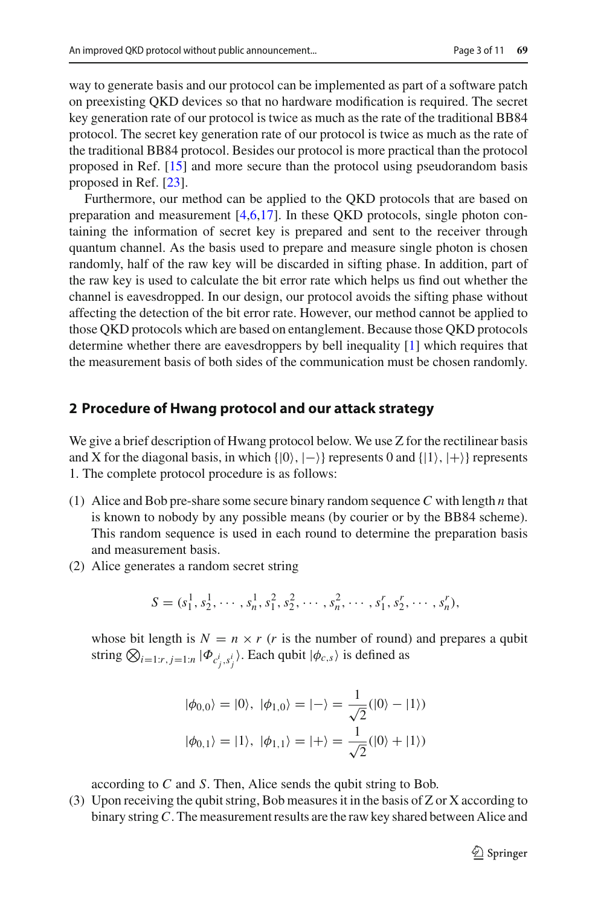way to generate basis and our protocol can be implemented as part of a software patch on preexisting QKD devices so that no hardware modification is required. The secret key generation rate of our protocol is twice as much as the rate of the traditional BB84 protocol. The secret key generation rate of our protocol is twice as much as the rate of the traditional BB84 protocol. Besides our protocol is more practical than the protocol proposed in Ref. [15] and more secure than the protocol using pseudorandom basis proposed in Ref. [23].

Furthermore, our method can be applied to the QKD protocols that are based on preparation and measurement [4,6,17]. In these QKD protocols, single photon containing the information of secret key is prepared and sent to the receiver through quantum channel. As the basis used to prepare and measure single photon is chosen randomly, half of the raw key will be discarded in sifting phase. In addition, part of the raw key is used to calculate the bit error rate which helps us find out whether the channel is eavesdropped. In our design, our protocol avoids the sifting phase without affecting the detection of the bit error rate. However, our method cannot be applied to those QKD protocols which are based on entanglement. Because those QKD protocols determine whether there are eavesdroppers by bell inequality [1] which requires that the measurement basis of both sides of the communication must be chosen randomly.

## 2 Procedure of Hwang protocol and our attack strategy

We give a brief description of Hwang protocol below. We use Z for the rectilinear basis and X for the diagonal basis, in which $\{|0\rangle, |-\rangle\}$ represents 0 and $\{|1\rangle, |+\rangle\}$ represents 1. The complete protocol procedure is as follows:

(1) Alice and Bob pre-share some secure binary random sequence $C$ with length $n$ that is known to nobody by any possible means (by courier or by the BB84 scheme). This random sequence is used in each round to determine the preparation basis and measurement basis.

(2) Alice generates a random secret string

$$S = (s_1^1, s_2^1, \cdots, s_n^1, s_1^2, s_2^2, \cdots, s_n^2, \cdots, s_1^r, s_2^r, \cdots, s_n^r),$$

whose bit length is $N = n \times r$ ($r$ is the number of round) and prepares a qubit string $\bigotimes_{i=1:r, j=1:n} |\Phi_{c_j^i, s_j^i}\rangle$. Each qubit $|\phi_{c,s}\rangle$ is defined as

$$|\phi_{0,0}\rangle = |0\rangle, \ |\phi_{1,0}\rangle = |-\rangle = \frac{1}{\sqrt{2}}(|0\rangle - |1\rangle)$$

$$|\phi_{0,1}\rangle = |1\rangle, \ |\phi_{1,1}\rangle = |+\rangle = \frac{1}{\sqrt{2}}(|0\rangle + |1\rangle)$$

according to $C$ and $S$. Then, Alice sends the qubit string to Bob.

(3) Upon receiving the qubit string, Bob measures it in the basis of Z or X according to binary string $C$. The measurement results are the raw key shared between Alice and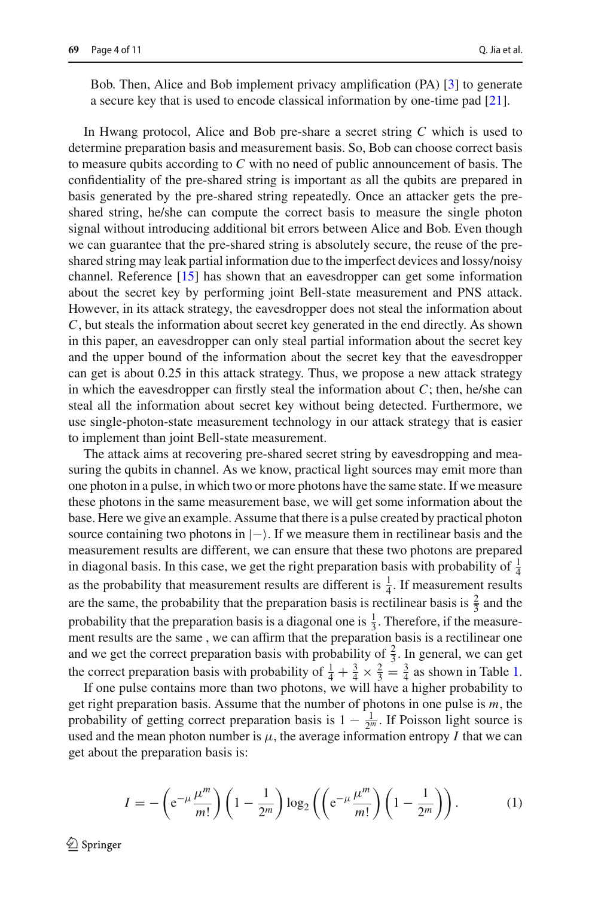Bob. Then, Alice and Bob implement privacy amplification (PA) [3] to generate a secure key that is used to encode classical information by one-time pad [21].

In Hwang protocol, Alice and Bob pre-share a secret string $C$ which is used to determine preparation basis and measurement basis. So, Bob can choose correct basis to measure qubits according to $C$ with no need of public announcement of basis. The confidentiality of the pre-shared string is important as all the qubits are prepared in basis generated by the pre-shared string repeatedly. Once an attacker gets the pre-shared string, he/she can compute the correct basis to measure the single photon signal without introducing additional bit errors between Alice and Bob. Even though we can guarantee that the pre-shared string is absolutely secure, the reuse of the pre-shared string may leak partial information due to the imperfect devices and lossy/noisy channel. Reference [15] has shown that an eavesdropper can get some information about the secret key by performing joint Bell-state measurement and PNS attack. However, in its attack strategy, the eavesdropper does not steal the information about $C$, but steals the information about secret key generated in the end directly. As shown in this paper, an eavesdropper can only steal partial information about the secret key and the upper bound of the information about the secret key that the eavesdropper can get is about 0.25 in this attack strategy. Thus, we propose a new attack strategy in which the eavesdropper can firstly steal the information about $C$; then, he/she can steal all the information about secret key without being detected. Furthermore, we use single-photon-state measurement technology in our attack strategy that is easier to implement than joint Bell-state measurement.

The attack aims at recovering pre-shared secret string by eavesdropping and measuring the qubits in channel. As we know, practical light sources may emit more than one photon in a pulse, in which two or more photons have the same state. If we measure these photons in the same measurement base, we will get some information about the base. Here we give an example. Assume that there is a pulse created by practical photon source containing two photons in $|-\rangle$. If we measure them in rectilinear basis and the measurement results are different, we can ensure that these two photons are prepared in diagonal basis. In this case, we get the right preparation basis with probability of $\frac{1}{4}$ as the probability that measurement results are different is $\frac{1}{4}$. If measurement results are the same, the probability that the preparation basis is rectilinear basis is $\frac{2}{3}$ and the probability that the preparation basis is a diagonal one is $\frac{1}{3}$. Therefore, if the measurement results are the same , we can affirm that the preparation basis is a rectilinear one and we get the correct preparation basis with probability of $\frac{2}{3}$. In general, we can get the correct preparation basis with probability of $\frac{1}{4} + \frac{3}{4} \times \frac{2}{3} = \frac{3}{4}$ as shown in Table 1.

If one pulse contains more than two photons, we will have a higher probability to get right preparation basis. Assume that the number of photons in one pulse is $m$, the probability of getting correct preparation basis is $1 - \frac{1}{2^m}$. If Poisson light source is used and the mean photon number is $\mu$, the average information entropy $I$ that we can get about the preparation basis is:

$$I = -\left(\mathrm{e}^{-\mu}\frac{\mu^m}{m!}\right)\left(1 - \frac{1}{2^m}\right)\log_2\left(\left(\mathrm{e}^{-\mu}\frac{\mu^m}{m!}\right)\left(1 - \frac{1}{2^m}\right)\right). \quad (1)$$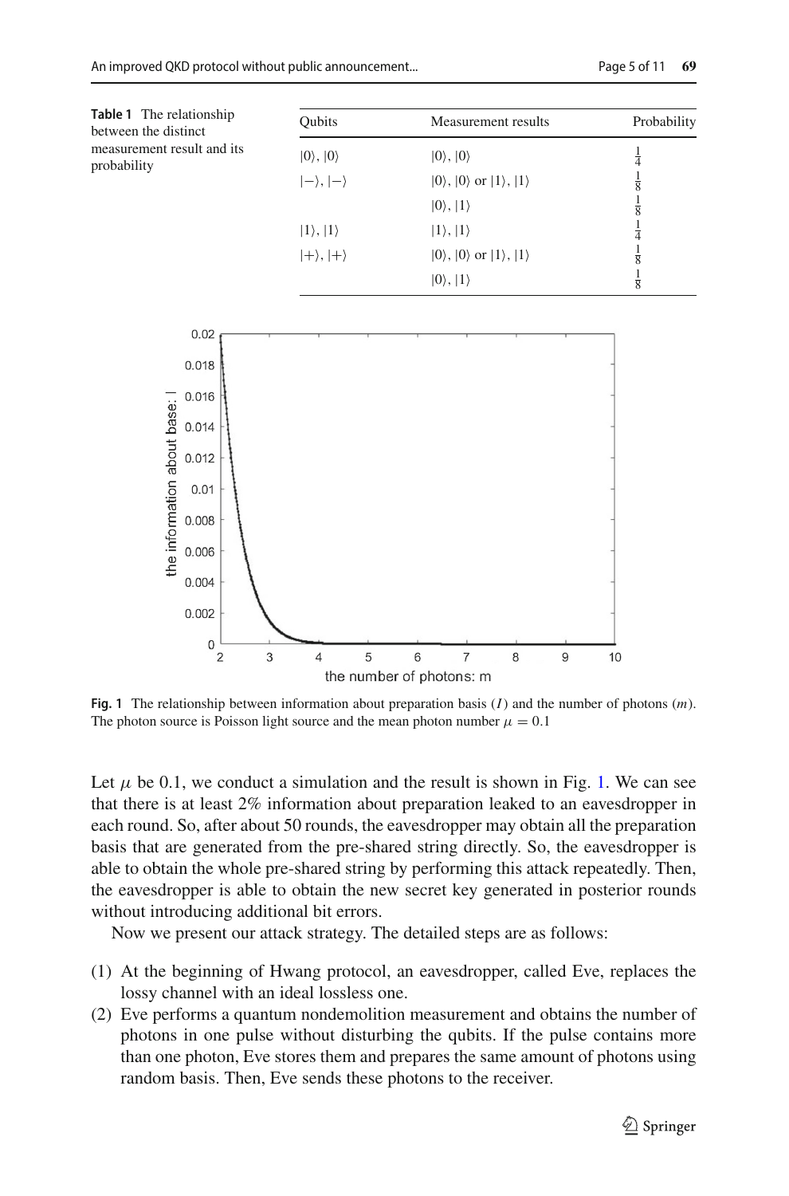**Table 1** The relationship between the distinct measurement result and its probability

| Qubits | Measurement results | Probability |
|---|---|---|
| $\|0\rangle, \|0\rangle$ | $\|0\rangle, \|0\rangle$ | $\frac{1}{4}$ |
| $\|-\rangle, \|-\rangle$ | $\|0\rangle, \|0\rangle$ or $\|1\rangle, \|1\rangle$ | $\frac{1}{8}$ |
| | $\|0\rangle, \|1\rangle$ | $\frac{1}{8}$ |
| $\|1\rangle, \|1\rangle$ | $\|1\rangle, \|1\rangle$ | $\frac{1}{4}$ |
| $\|+\rangle, \|+\rangle$ | $\|0\rangle, \|0\rangle$ or $\|1\rangle, \|1\rangle$ | $\frac{1}{8}$ |
| | $\|0\rangle, \|1\rangle$ | $\frac{1}{8}$ |

**Fig. 1** The relationship between information about preparation basis ($I$) and the number of photons ($m$). The photon source is Poisson light source and the mean photon number $\mu = 0.1$

Let $\mu$ be 0.1, we conduct a simulation and the result is shown in Fig. 1. We can see that there is at least 2% information about preparation leaked to an eavesdropper in each round. So, after about 50 rounds, the eavesdropper may obtain all the preparation basis that are generated from the pre-shared string directly. So, the eavesdropper is able to obtain the whole pre-shared string by performing this attack repeatedly. Then, the eavesdropper is able to obtain the new secret key generated in posterior rounds without introducing additional bit errors.

Now we present our attack strategy. The detailed steps are as follows:

(1) At the beginning of Hwang protocol, an eavesdropper, called Eve, replaces the lossy channel with an ideal lossless one.

(2) Eve performs a quantum nondemolition measurement and obtains the number of photons in one pulse without disturbing the qubits. If the pulse contains more than one photon, Eve stores them and prepares the same amount of photons using random basis. Then, Eve sends these photons to the receiver.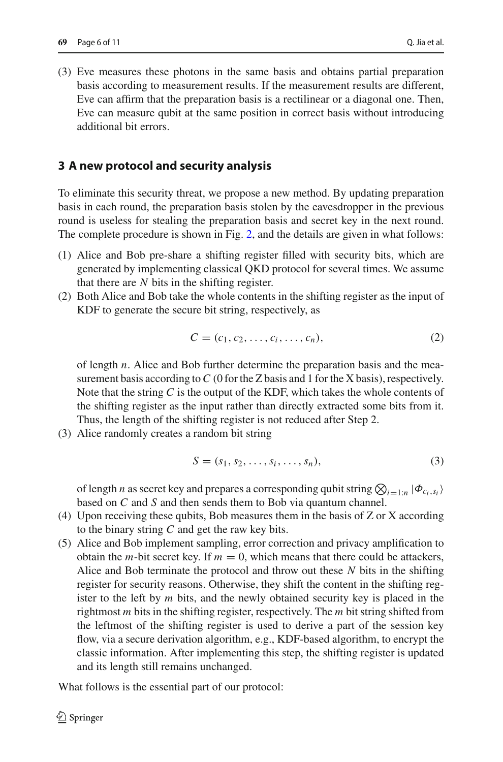(3) Eve measures these photons in the same basis and obtains partial preparation basis according to measurement results. If the measurement results are different, Eve can affirm that the preparation basis is a rectilinear or a diagonal one. Then, Eve can measure qubit at the same position in correct basis without introducing additional bit errors.

## 3 A new protocol and security analysis

To eliminate this security threat, we propose a new method. By updating preparation basis in each round, the preparation basis stolen by the eavesdropper in the previous round is useless for stealing the preparation basis and secret key in the next round. The complete procedure is shown in Fig. 2, and the details are given in what follows:

(1) Alice and Bob pre-share a shifting register filled with security bits, which are generated by implementing classical QKD protocol for several times. We assume that there are $N$ bits in the shifting register.

(2) Both Alice and Bob take the whole contents in the shifting register as the input of KDF to generate the secure bit string, respectively, as

$$C = (c_1, c_2, \ldots, c_i, \ldots, c_n), \tag{2}$$

of length $n$. Alice and Bob further determine the preparation basis and the measurement basis according to $C$ (0 for the Z basis and 1 for the X basis), respectively. Note that the string $C$ is the output of the KDF, which takes the whole contents of the shifting register as the input rather than directly extracted some bits from it. Thus, the length of the shifting register is not reduced after Step 2.

(3) Alice randomly creates a random bit string

$$S = (s_1, s_2, \ldots, s_i, \ldots, s_n), \tag{3}$$

of length $n$ as secret key and prepares a corresponding qubit string $\bigotimes_{i=1:n} |\Phi_{c_i,s_i}\rangle$ based on $C$ and $S$ and then sends them to Bob via quantum channel.

(4) Upon receiving these qubits, Bob measures them in the basis of Z or X according to the binary string $C$ and get the raw key bits.

(5) Alice and Bob implement sampling, error correction and privacy amplification to obtain the $m$-bit secret key. If $m = 0$, which means that there could be attackers, Alice and Bob terminate the protocol and throw out these $N$ bits in the shifting register for security reasons. Otherwise, they shift the content in the shifting register to the left by $m$ bits, and the newly obtained security key is placed in the rightmost $m$ bits in the shifting register, respectively. The $m$ bit string shifted from the leftmost of the shifting register is used to derive a part of the session key flow, via a secure derivation algorithm, e.g., KDF-based algorithm, to encrypt the classic information. After implementing this step, the shifting register is updated and its length still remains unchanged.

What follows is the essential part of our protocol: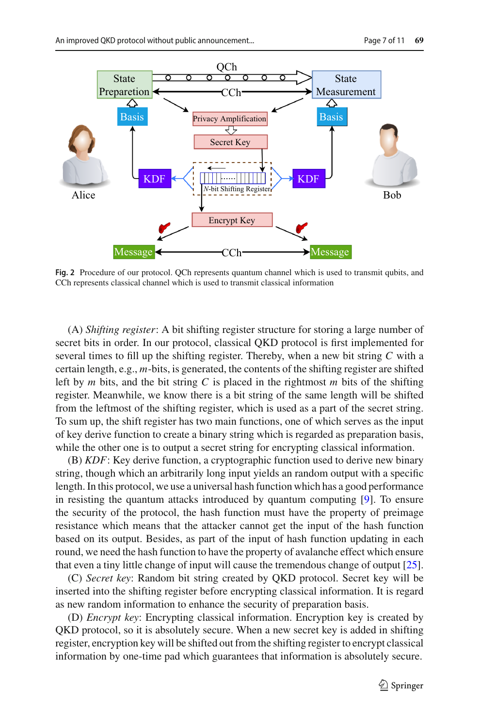**Fig. 2** Procedure of our protocol. QCh represents quantum channel which is used to transmit qubits, and CCh represents classical channel which is used to transmit classical information

(A) *Shifting register*: A bit shifting register structure for storing a large number of secret bits in order. In our protocol, classical QKD protocol is first implemented for several times to fill up the shifting register. Thereby, when a new bit string $C$ with a certain length, e.g., $m$-bits, is generated, the contents of the shifting register are shifted left by $m$ bits, and the bit string $C$ is placed in the rightmost $m$ bits of the shifting register. Meanwhile, we know there is a bit string of the same length will be shifted from the leftmost of the shifting register, which is used as a part of the secret string. To sum up, the shift register has two main functions, one of which serves as the input of key derive function to create a binary string which is regarded as preparation basis, while the other one is to output a secret string for encrypting classical information.

(B) *KDF*: Key derive function, a cryptographic function used to derive new binary string, though which an arbitrarily long input yields an random output with a specific length. In this protocol, we use a universal hash function which has a good performance in resisting the quantum attacks introduced by quantum computing [9]. To ensure the security of the protocol, the hash function must have the property of preimage resistance which means that the attacker cannot get the input of the hash function based on its output. Besides, as part of the input of hash function updating in each round, we need the hash function to have the property of avalanche effect which ensure that even a tiny little change of input will cause the tremendous change of output [25].

(C) *Secret key*: Random bit string created by QKD protocol. Secret key will be inserted into the shifting register before encrypting classical information. It is regard as new random information to enhance the security of preparation basis.

(D) *Encrypt key*: Encrypting classical information. Encryption key is created by QKD protocol, so it is absolutely secure. When a new secret key is added in shifting register, encryption key will be shifted out from the shifting register to encrypt classical information by one-time pad which guarantees that information is absolutely secure.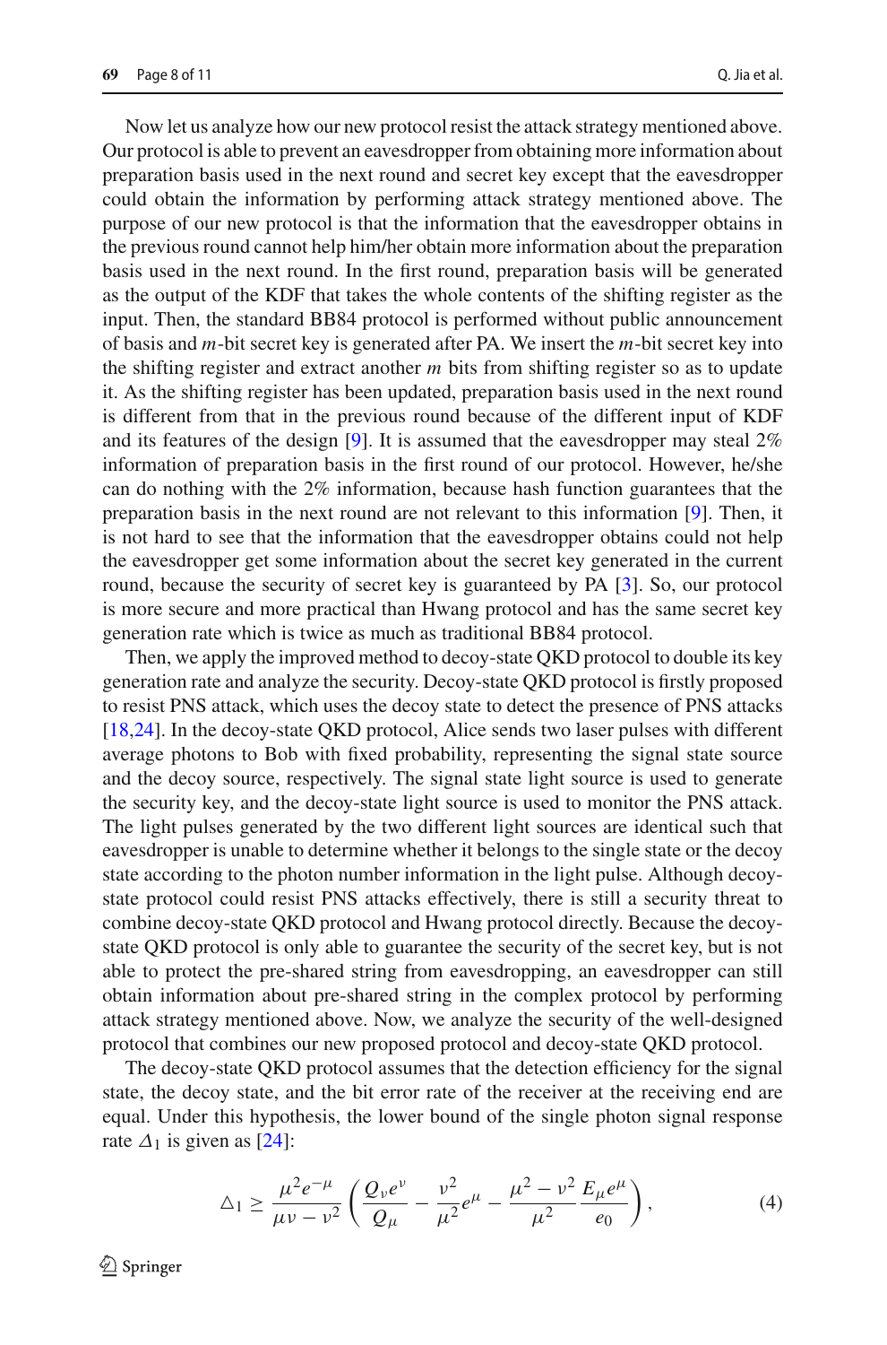Now let us analyze how our new protocol resist the attack strategy mentioned above. Our protocol is able to prevent an eavesdropper from obtaining more information about preparation basis used in the next round and secret key except that the eavesdropper could obtain the information by performing attack strategy mentioned above. The purpose of our new protocol is that the information that the eavesdropper obtains in the previous round cannot help him/her obtain more information about the preparation basis used in the next round. In the first round, preparation basis will be generated as the output of the KDF that takes the whole contents of the shifting register as the input. Then, the standard BB84 protocol is performed without public announcement of basis and $m$-bit secret key is generated after PA. We insert the $m$-bit secret key into the shifting register and extract another $m$ bits from shifting register so as to update it. As the shifting register has been updated, preparation basis used in the next round is different from that in the previous round because of the different input of KDF and its features of the design [9]. It is assumed that the eavesdropper may steal 2% information of preparation basis in the first round of our protocol. However, he/she can do nothing with the 2% information, because hash function guarantees that the preparation basis in the next round are not relevant to this information [9]. Then, it is not hard to see that the information that the eavesdropper obtains could not help the eavesdropper get some information about the secret key generated in the current round, because the security of secret key is guaranteed by PA [3]. So, our protocol is more secure and more practical than Hwang protocol and has the same secret key generation rate which is twice as much as traditional BB84 protocol.

Then, we apply the improved method to decoy-state QKD protocol to double its key generation rate and analyze the security. Decoy-state QKD protocol is firstly proposed to resist PNS attack, which uses the decoy state to detect the presence of PNS attacks [18,24]. In the decoy-state QKD protocol, Alice sends two laser pulses with different average photons to Bob with fixed probability, representing the signal state source and the decoy source, respectively. The signal state light source is used to generate the security key, and the decoy-state light source is used to monitor the PNS attack. The light pulses generated by the two different light sources are identical such that eavesdropper is unable to determine whether it belongs to the single state or the decoy state according to the photon number information in the light pulse. Although decoy-state protocol could resist PNS attacks effectively, there is still a security threat to combine decoy-state QKD protocol and Hwang protocol directly. Because the decoy-state QKD protocol is only able to guarantee the security of the secret key, but is not able to protect the pre-shared string from eavesdropping, an eavesdropper can still obtain information about pre-shared string in the complex protocol by performing attack strategy mentioned above. Now, we analyze the security of the well-designed protocol that combines our new proposed protocol and decoy-state QKD protocol.

The decoy-state QKD protocol assumes that the detection efficiency for the signal state, the decoy state, and the bit error rate of the receiver at the receiving end are equal. Under this hypothesis, the lower bound of the single photon signal response rate $\Delta_1$ is given as [24]:

$$\triangle_1 \geq \frac{\mu^2 e^{-\mu}}{\mu\nu - \nu^2}\left(\frac{Q_\nu e^\nu}{Q_\mu} - \frac{\nu^2}{\mu^2}e^\mu - \frac{\mu^2 - \nu^2}{\mu^2}\frac{E_\mu e^\mu}{e_0}\right), \tag{4}$$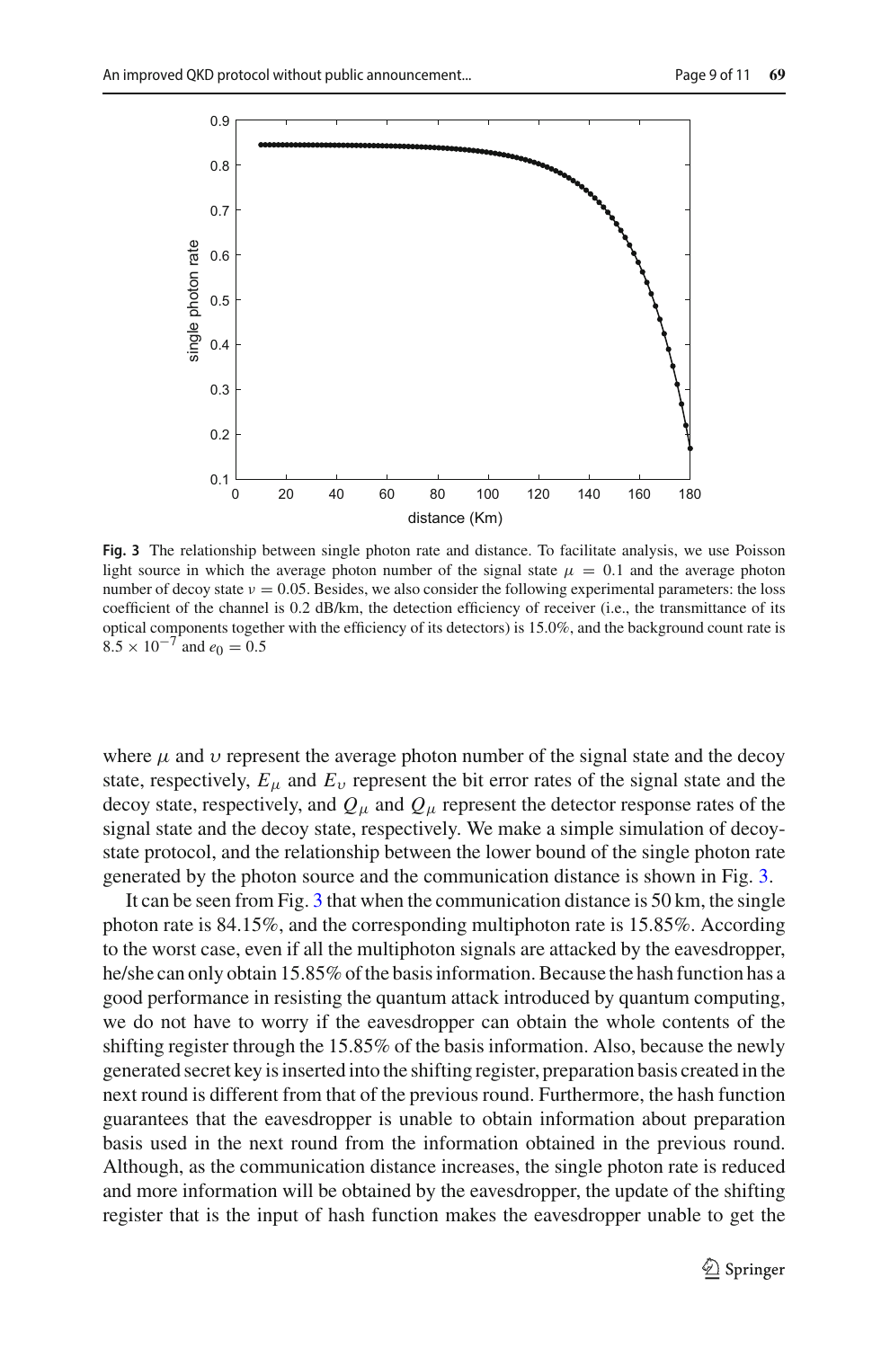**Fig. 3** The relationship between single photon rate and distance. To facilitate analysis, we use Poisson light source in which the average photon number of the signal state $\mu = 0.1$ and the average photon number of decoy state $\nu = 0.05$. Besides, we also consider the following experimental parameters: the loss coefficient of the channel is 0.2 dB/km, the detection efficiency of receiver (i.e., the transmittance of its optical components together with the efficiency of its detectors) is 15.0%, and the background count rate is $8.5 \times 10^{-7}$ and $e_0 = 0.5$

where $\mu$ and $\upsilon$ represent the average photon number of the signal state and the decoy state, respectively, $E_\mu$ and $E_\upsilon$ represent the bit error rates of the signal state and the decoy state, respectively, and $Q_\mu$ and $Q_\mu$ represent the detector response rates of the signal state and the decoy state, respectively. We make a simple simulation of decoy-state protocol, and the relationship between the lower bound of the single photon rate generated by the photon source and the communication distance is shown in Fig. 3.

It can be seen from Fig. 3 that when the communication distance is 50 km, the single photon rate is 84.15%, and the corresponding multiphoton rate is 15.85%. According to the worst case, even if all the multiphoton signals are attacked by the eavesdropper, he/she can only obtain 15.85% of the basis information. Because the hash function has a good performance in resisting the quantum attack introduced by quantum computing, we do not have to worry if the eavesdropper can obtain the whole contents of the shifting register through the 15.85% of the basis information. Also, because the newly generated secret key is inserted into the shifting register, preparation basis created in the next round is different from that of the previous round. Furthermore, the hash function guarantees that the eavesdropper is unable to obtain information about preparation basis used in the next round from the information obtained in the previous round. Although, as the communication distance increases, the single photon rate is reduced and more information will be obtained by the eavesdropper, the update of the shifting register that is the input of hash function makes the eavesdropper unable to get the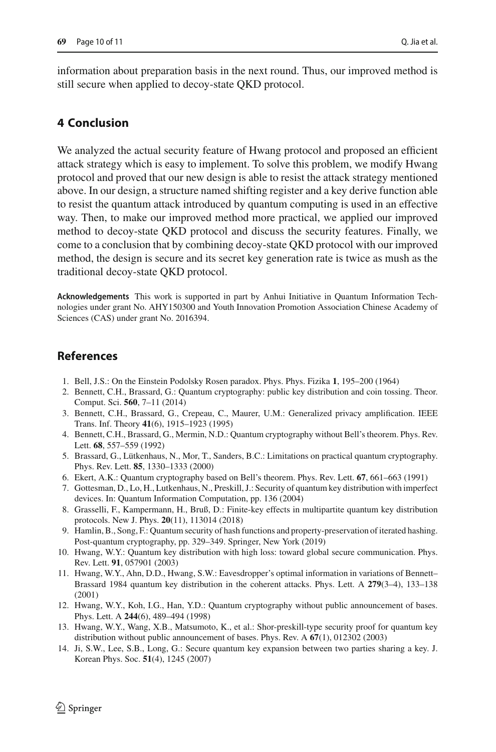information about preparation basis in the next round. Thus, our improved method is still secure when applied to decoy-state QKD protocol.

## 4 Conclusion

We analyzed the actual security feature of Hwang protocol and proposed an efficient attack strategy which is easy to implement. To solve this problem, we modify Hwang protocol and proved that our new design is able to resist the attack strategy mentioned above. In our design, a structure named shifting register and a key derive function able to resist the quantum attack introduced by quantum computing is used in an effective way. Then, to make our improved method more practical, we applied our improved method to decoy-state QKD protocol and discuss the security features. Finally, we come to a conclusion that by combining decoy-state QKD protocol with our improved method, the design is secure and its secret key generation rate is twice as mush as the traditional decoy-state QKD protocol.

**Acknowledgements** This work is supported in part by Anhui Initiative in Quantum Information Technologies under grant No. AHY150300 and Youth Innovation Promotion Association Chinese Academy of Sciences (CAS) under grant No. 2016394.

## References

1. Bell, J.S.: On the Einstein Podolsky Rosen paradox. Phys. Phys. Fizika **1**, 195–200 (1964)
2. Bennett, C.H., Brassard, G.: Quantum cryptography: public key distribution and coin tossing. Theor. Comput. Sci. **560**, 7–11 (2014)
3. Bennett, C.H., Brassard, G., Crepeau, C., Maurer, U.M.: Generalized privacy amplification. IEEE Trans. Inf. Theory **41**(6), 1915–1923 (1995)
4. Bennett, C.H., Brassard, G., Mermin, N.D.: Quantum cryptography without Bell's theorem. Phys. Rev. Lett. **68**, 557–559 (1992)
5. Brassard, G., Lütkenhaus, N., Mor, T., Sanders, B.C.: Limitations on practical quantum cryptography. Phys. Rev. Lett. **85**, 1330–1333 (2000)
6. Ekert, A.K.: Quantum cryptography based on Bell's theorem. Phys. Rev. Lett. **67**, 661–663 (1991)
7. Gottesman, D., Lo, H., Lutkenhaus, N., Preskill, J.: Security of quantum key distribution with imperfect devices. In: Quantum Information Computation, pp. 136 (2004)
8. Grasselli, F., Kampermann, H., Bruß, D.: Finite-key effects in multipartite quantum key distribution protocols. New J. Phys. **20**(11), 113014 (2018)
9. Hamlin, B., Song, F.: Quantum security of hash functions and property-preservation of iterated hashing. Post-quantum cryptography, pp. 329–349. Springer, New York (2019)
10. Hwang, W.Y.: Quantum key distribution with high loss: toward global secure communication. Phys. Rev. Lett. **91**, 057901 (2003)
11. Hwang, W.Y., Ahn, D.D., Hwang, S.W.: Eavesdropper's optimal information in variations of Bennett–Brassard 1984 quantum key distribution in the coherent attacks. Phys. Lett. A **279**(3–4), 133–138 (2001)
12. Hwang, W.Y., Koh, I.G., Han, Y.D.: Quantum cryptography without public announcement of bases. Phys. Lett. A **244**(6), 489–494 (1998)
13. Hwang, W.Y., Wang, X.B., Matsumoto, K., et al.: Shor-preskill-type security proof for quantum key distribution without public announcement of bases. Phys. Rev. A **67**(1), 012302 (2003)
14. Ji, S.W., Lee, S.B., Long, G.: Secure quantum key expansion between two parties sharing a key. J. Korean Phys. Soc. **51**(4), 1245 (2007)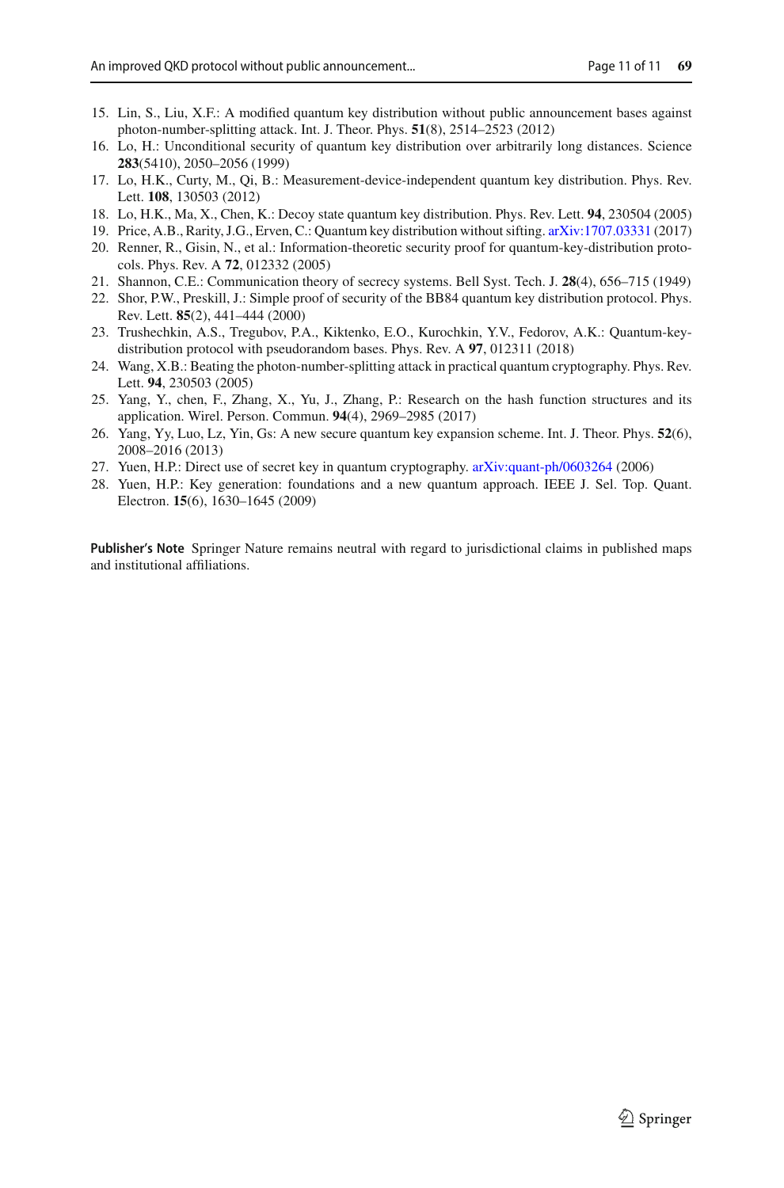15. Lin, S., Liu, X.F.: A modified quantum key distribution without public announcement bases against photon-number-splitting attack. Int. J. Theor. Phys. **51**(8), 2514–2523 (2012)
16. Lo, H.: Unconditional security of quantum key distribution over arbitrarily long distances. Science **283**(5410), 2050–2056 (1999)
17. Lo, H.K., Curty, M., Qi, B.: Measurement-device-independent quantum key distribution. Phys. Rev. Lett. **108**, 130503 (2012)
18. Lo, H.K., Ma, X., Chen, K.: Decoy state quantum key distribution. Phys. Rev. Lett. **94**, 230504 (2005)
19. Price, A.B., Rarity, J.G., Erven, C.: Quantum key distribution without sifting. arXiv:1707.03331 (2017)
20. Renner, R., Gisin, N., et al.: Information-theoretic security proof for quantum-key-distribution protocols. Phys. Rev. A **72**, 012332 (2005)
21. Shannon, C.E.: Communication theory of secrecy systems. Bell Syst. Tech. J. **28**(4), 656–715 (1949)
22. Shor, P.W., Preskill, J.: Simple proof of security of the BB84 quantum key distribution protocol. Phys. Rev. Lett. **85**(2), 441–444 (2000)
23. Trushechkin, A.S., Tregubov, P.A., Kiktenko, E.O., Kurochkin, Y.V., Fedorov, A.K.: Quantum-key-distribution protocol with pseudorandom bases. Phys. Rev. A **97**, 012311 (2018)
24. Wang, X.B.: Beating the photon-number-splitting attack in practical quantum cryptography. Phys. Rev. Lett. **94**, 230503 (2005)
25. Yang, Y., chen, F., Zhang, X., Yu, J., Zhang, P.: Research on the hash function structures and its application. Wirel. Person. Commun. **94**(4), 2969–2985 (2017)
26. Yang, Yy, Luo, Lz, Yin, Gs: A new secure quantum key expansion scheme. Int. J. Theor. Phys. **52**(6), 2008–2016 (2013)
27. Yuen, H.P.: Direct use of secret key in quantum cryptography. arXiv:quant-ph/0603264 (2006)
28. Yuen, H.P.: Key generation: foundations and a new quantum approach. IEEE J. Sel. Top. Quant. Electron. **15**(6), 1630–1645 (2009)

**Publisher's Note** Springer Nature remains neutral with regard to jurisdictional claims in published maps and institutional affiliations.